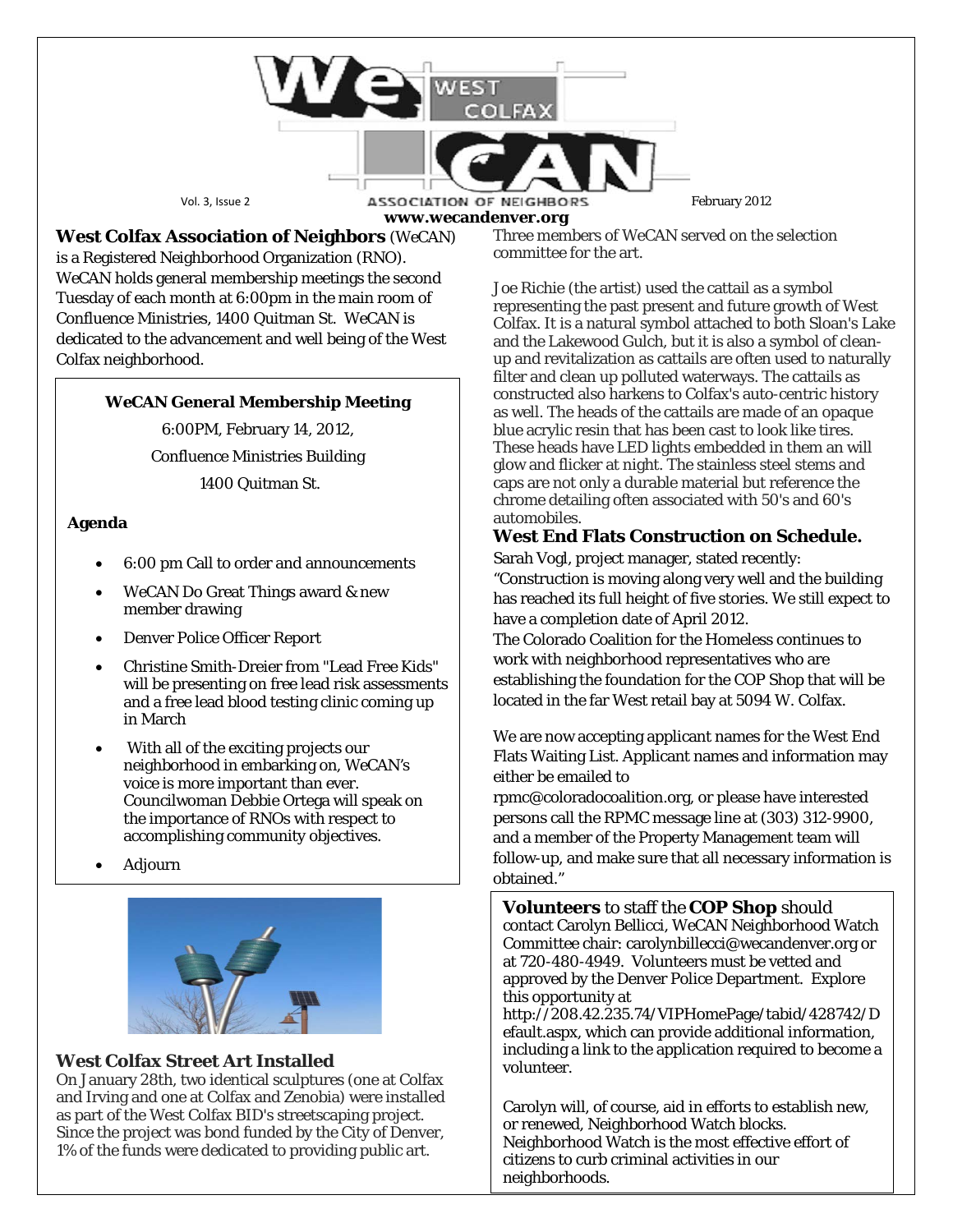Vol. 3, Issue 2 — February 2012

**www.wecandenver.org**

**West Colfax Association of Neighbors** (WeCAN) is a Registered Neighborhood Organization (RNO). WeCAN holds general membership meetings the second Tuesday of each month at 6:00pm in the main room of Confluence Ministries, 1400 Quitman St. WeCAN is dedicated to the advancement and well being of the West Colfax neighborhood.

**WeCAN General Membership Meeting**

6:00PM, February 14, 2012,

Confluence Ministries Building

1400 Quitman St.

**Agenda**

- 6:00 pm Call to order and announcements
- WeCAN Do Great Things award & new member drawing
- Denver Police Officer Report
- Christine Smith-Dreier from "Lead Free Kids" will be presenting on free lead risk assessments and a free lead blood testing clinic coming up in March
- With all of the exciting projects our neighborhood in embarking on, WeCAN's voice is more important than ever. Councilwoman Debbie Ortega will speak on the importance of RNOs with respect to accomplishing community objectives.
- Adjourn

### West Colfax Street Art Installed

On January 28th, two identical sculptures (one at Colfax and Irving and one at Colfax and Zenobia) were installed as part of the West Colfax BID's streetscaping project. Since the project was bond funded by the City of Denver, 1% of the funds were dedicated to providing public art. Three members of WeCAN served on the selection committee for the art.

Joe Richie (the artist) used the cattail as a symbol representing the past present and future growth of West Colfax. It is a natural symbol attached to both Sloan's Lake and the Lakewood Gulch, but it is also a symbol of clean-up and revitalization as cattails are often used to naturally filter and clean up polluted waterways. The cattails as constructed also harkens to Colfax's auto-centric history as well. The heads of the cattails are made of an opaque blue acrylic resin that has been cast to look like tires. These heads have LED lights embedded in them an will glow and flicker at night. The stainless steel stems and caps are not only a durable material but reference the chrome detailing often associated with 50's and 60's automobiles.

### West End Flats Construction on Schedule.

Sarah Vogl, project manager, stated recently: "Construction is moving along very well and the building has reached its full height of five stories. We still expect to have a completion date of April 2012.

The Colorado Coalition for the Homeless continues to work with neighborhood representatives who are establishing the foundation for the COP Shop that will be located in the far West retail bay at 5094 W. Colfax.

We are now accepting applicant names for the West End Flats Waiting List. Applicant names and information may either be emailed to rpmc@coloradocoalition.org, or please have interested persons call the RPMC message line at (303) 312-9900, and a member of the Property Management team will follow-up, and make sure that all necessary information is obtained."

**Volunteers** to staff the **COP Shop** should contact Carolyn Bellicci, WeCAN Neighborhood Watch Committee chair: carolynbillecci@wecandenver.org or at 720-480-4949. Volunteers must be vetted and approved by the Denver Police Department. Explore this opportunity at http://208.42.235.74/VIPHomePage/tabid/428742/Default.aspx, which can provide additional information, including a link to the application required to become a volunteer.

Carolyn will, of course, aid in efforts to establish new, or renewed, Neighborhood Watch blocks. Neighborhood Watch is the most effective effort of citizens to curb criminal activities in our neighborhoods.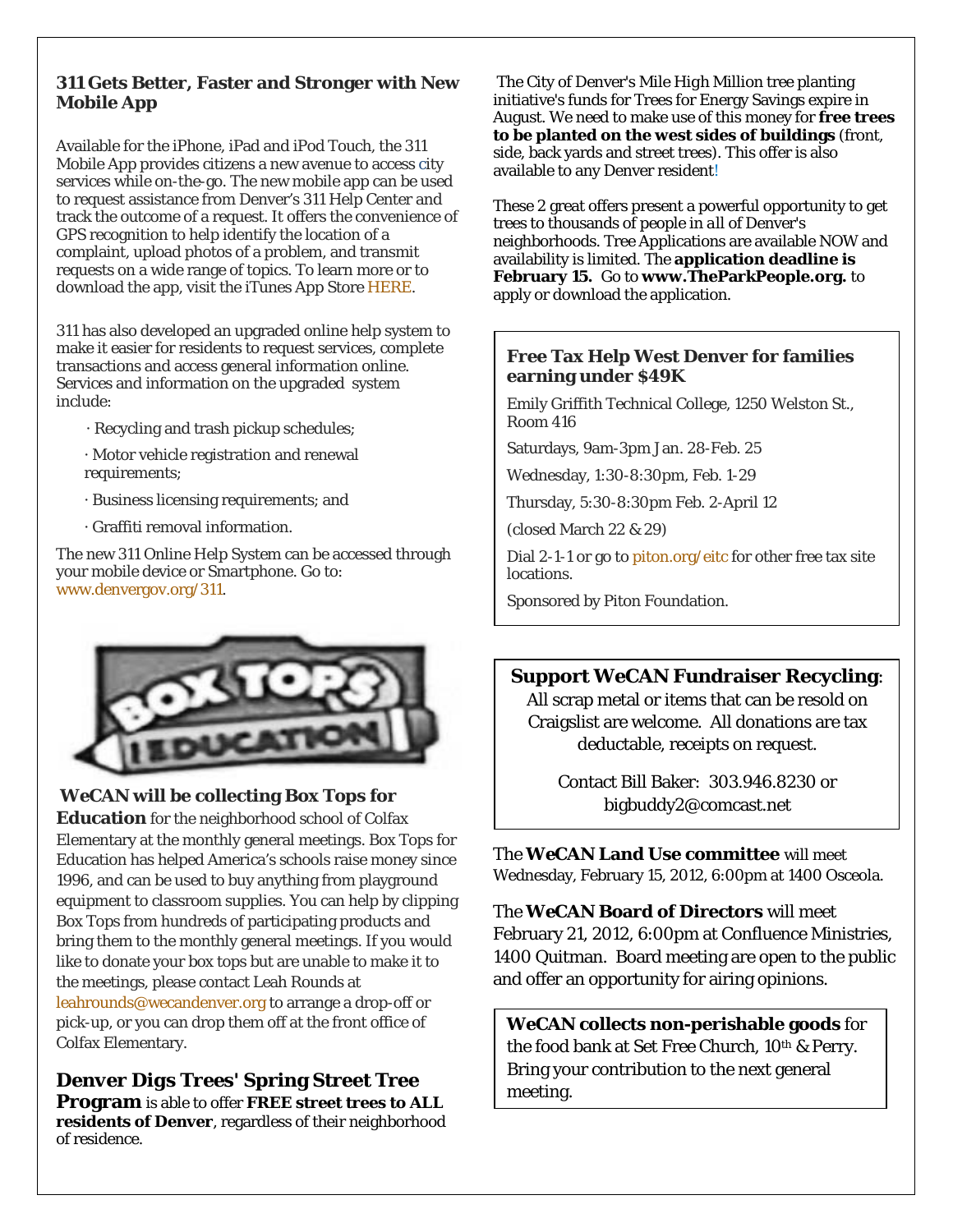### 311 Gets Better, Faster and Stronger with New Mobile App

Available for the iPhone, iPad and iPod Touch, the 311 Mobile App provides citizens a new avenue to access city services while on-the-go. The new mobile app can be used to request assistance from Denver's 311 Help Center and track the outcome of a request. It offers the convenience of GPS recognition to help identify the location of a complaint, upload photos of a problem, and transmit requests on a wide range of topics. To learn more or to download the app, visit the iTunes App Store HERE.

311 has also developed an upgraded online help system to make it easier for residents to request services, complete transactions and access general information online. Services and information on the upgraded system include:

- Recycling and trash pickup schedules;
- Motor vehicle registration and renewal requirements;
- Business licensing requirements; and
- Graffiti removal information.

The new 311 Online Help System can be accessed through your mobile device or Smartphone. Go to: www.denvergov.org/311.

**WeCAN will be collecting Box Tops for Education** for the neighborhood school of Colfax Elementary at the monthly general meetings. Box Tops for Education has helped America's schools raise money since 1996, and can be used to buy anything from playground equipment to classroom supplies. You can help by clipping Box Tops from hundreds of participating products and bring them to the monthly general meetings. If you would like to donate your box tops but are unable to make it to the meetings, please contact Leah Rounds at leahrounds@wecandenver.org to arrange a drop-off or pick-up, or you can drop them off at the front office of Colfax Elementary.

**Denver Digs Trees' Spring Street Tree Program** is able to offer **FREE street trees to ALL residents of Denver**, regardless of their neighborhood of residence.

The City of Denver's Mile High Million tree planting initiative's funds for Trees for Energy Savings expire in August. We need to make use of this money for **free trees to be planted on the west sides of buildings** (front, side, back yards and street trees). This offer is also available to any Denver resident!

These 2 great offers present a powerful opportunity to get trees to thousands of people in all of Denver's neighborhoods. Tree Applications are available NOW and availability is limited. The **application deadline is February 15.** Go to **www.TheParkPeople.org.** to apply or download the application.

### Free Tax Help West Denver for families earning under $49K

Emily Griffith Technical College, 1250 Welston St., Room 416

Saturdays, 9am-3pm Jan. 28-Feb. 25

Wednesday, 1:30-8:30pm, Feb. 1-29

Thursday, 5:30-8:30pm Feb. 2-April 12

(closed March 22 & 29)

Dial 2-1-1 or go to piton.org/eitc for other free tax site locations.

Sponsored by Piton Foundation.

**Support WeCAN Fundraiser Recycling**: All scrap metal or items that can be resold on Craigslist are welcome. All donations are tax deductable, receipts on request.

Contact Bill Baker: 303.946.8230 or bigbuddy2@comcast.net

The **WeCAN Land Use committee** will meet Wednesday, February 15, 2012, 6:00pm at 1400 Osceola.

The **WeCAN Board of Directors** will meet February 21, 2012, 6:00pm at Confluence Ministries, 1400 Quitman. Board meeting are open to the public and offer an opportunity for airing opinions.

**WeCAN collects non-perishable goods** for the food bank at Set Free Church, 10th & Perry. Bring your contribution to the next general meeting.